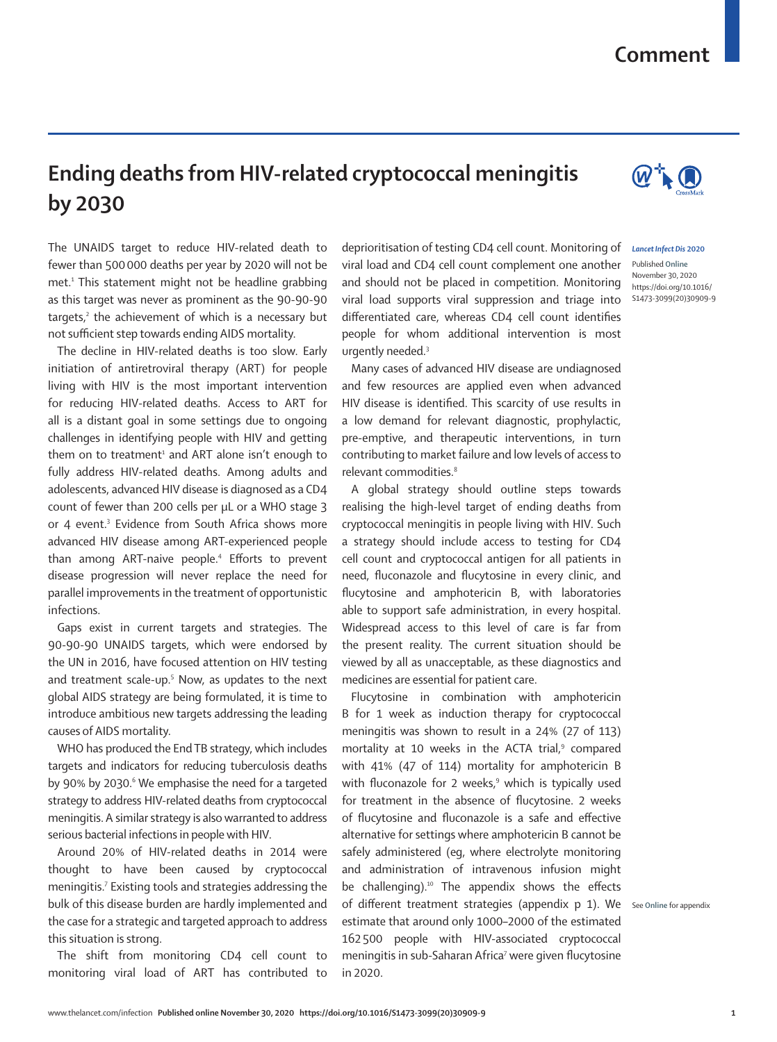# Ending deaths from HIV-related cryptococcal meningitis by 2030

*Lancet Infect Dis* 2020

Published Online November 30, 2020 https://doi.org/10.1016/S1473-3099(20)30909-9

The UNAIDS target to reduce HIV-related death to fewer than 500 000 deaths per year by 2020 will not be met.[1] This statement might not be headline grabbing as this target was never as prominent as the 90-90-90 targets,[2] the achievement of which is a necessary but not sufficient step towards ending AIDS mortality.

The decline in HIV-related deaths is too slow. Early initiation of antiretroviral therapy (ART) for people living with HIV is the most important intervention for reducing HIV-related deaths. Access to ART for all is a distant goal in some settings due to ongoing challenges in identifying people with HIV and getting them on to treatment[1] and ART alone isn't enough to fully address HIV-related deaths. Among adults and adolescents, advanced HIV disease is diagnosed as a CD4 count of fewer than 200 cells per μL or a WHO stage 3 or 4 event.[3] Evidence from South Africa shows more advanced HIV disease among ART-experienced people than among ART-naive people.[4] Efforts to prevent disease progression will never replace the need for parallel improvements in the treatment of opportunistic infections.

Gaps exist in current targets and strategies. The 90-90-90 UNAIDS targets, which were endorsed by the UN in 2016, have focused attention on HIV testing and treatment scale-up.[5] Now, as updates to the next global AIDS strategy are being formulated, it is time to introduce ambitious new targets addressing the leading causes of AIDS mortality.

WHO has produced the End TB strategy, which includes targets and indicators for reducing tuberculosis deaths by 90% by 2030.[6] We emphasise the need for a targeted strategy to address HIV-related deaths from cryptococcal meningitis. A similar strategy is also warranted to address serious bacterial infections in people with HIV.

Around 20% of HIV-related deaths in 2014 were thought to have been caused by cryptococcal meningitis.[7] Existing tools and strategies addressing the bulk of this disease burden are hardly implemented and the case for a strategic and targeted approach to address this situation is strong.

The shift from monitoring CD4 cell count to monitoring viral load of ART has contributed to deprioritisation of testing CD4 cell count. Monitoring of viral load and CD4 cell count complement one another and should not be placed in competition. Monitoring viral load supports viral suppression and triage into differentiated care, whereas CD4 cell count identifies people for whom additional intervention is most urgently needed.[3]

Many cases of advanced HIV disease are undiagnosed and few resources are applied even when advanced HIV disease is identified. This scarcity of use results in a low demand for relevant diagnostic, prophylactic, pre-emptive, and therapeutic interventions, in turn contributing to market failure and low levels of access to relevant commodities.[8]

A global strategy should outline steps towards realising the high-level target of ending deaths from cryptococcal meningitis in people living with HIV. Such a strategy should include access to testing for CD4 cell count and cryptococcal antigen for all patients in need, fluconazole and flucytosine in every clinic, and flucytosine and amphotericin B, with laboratories able to support safe administration, in every hospital. Widespread access to this level of care is far from the present reality. The current situation should be viewed by all as unacceptable, as these diagnostics and medicines are essential for patient care.

Flucytosine in combination with amphotericin B for 1 week as induction therapy for cryptococcal meningitis was shown to result in a 24% (27 of 113) mortality at 10 weeks in the ACTA trial,[9] compared with 41% (47 of 114) mortality for amphotericin B with fluconazole for 2 weeks,[9] which is typically used for treatment in the absence of flucytosine. 2 weeks of flucytosine and fluconazole is a safe and effective alternative for settings where amphotericin B cannot be safely administered (eg, where electrolyte monitoring and administration of intravenous infusion might be challenging).[10] The appendix shows the effects of different treatment strategies (appendix p 1). We estimate that around only 1000–2000 of the estimated 162 500 people with HIV-associated cryptococcal meningitis in sub-Saharan Africa[7] were given flucytosine in 2020.

See Online for appendix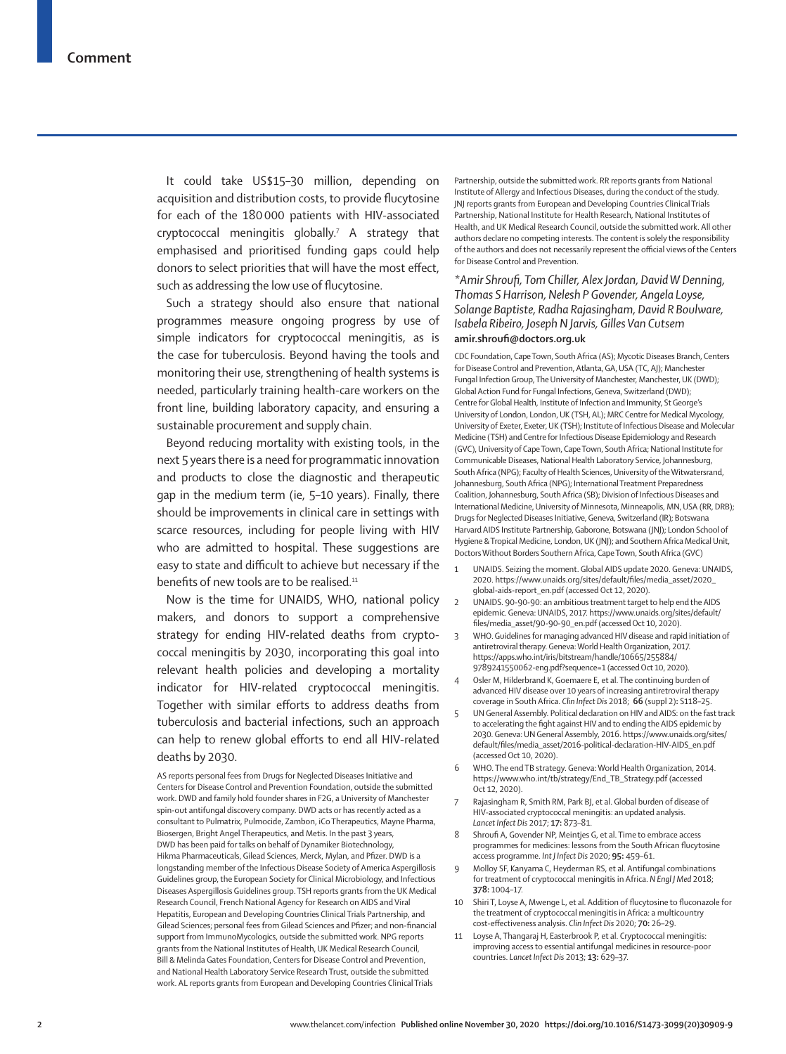It could take US$15–30 million, depending on acquisition and distribution costs, to provide flucytosine for each of the 180 000 patients with HIV-associated cryptococcal meningitis globally.[7] A strategy that emphasised and prioritised funding gaps could help donors to select priorities that will have the most effect, such as addressing the low use of flucytosine.

Such a strategy should also ensure that national programmes measure ongoing progress by use of simple indicators for cryptococcal meningitis, as is the case for tuberculosis. Beyond having the tools and monitoring their use, strengthening of health systems is needed, particularly training health-care workers on the front line, building laboratory capacity, and ensuring a sustainable procurement and supply chain.

Beyond reducing mortality with existing tools, in the next 5 years there is a need for programmatic innovation and products to close the diagnostic and therapeutic gap in the medium term (ie, 5–10 years). Finally, there should be improvements in clinical care in settings with scarce resources, including for people living with HIV who are admitted to hospital. These suggestions are easy to state and difficult to achieve but necessary if the benefits of new tools are to be realised.[11]

Now is the time for UNAIDS, WHO, national policy makers, and donors to support a comprehensive strategy for ending HIV-related deaths from cryptococcal meningitis by 2030, incorporating this goal into relevant health policies and developing a mortality indicator for HIV-related cryptococcal meningitis. Together with similar efforts to address deaths from tuberculosis and bacterial infections, such an approach can help to renew global efforts to end all HIV-related deaths by 2030.

AS reports personal fees from Drugs for Neglected Diseases Initiative and Centers for Disease Control and Prevention Foundation, outside the submitted work. DWD and family hold founder shares in F2G, a University of Manchester spin-out antifungal discovery company. DWD acts or has recently acted as a consultant to Pulmatrix, Pulmocide, Zambon, iCo Therapeutics, Mayne Pharma, Biosergen, Bright Angel Therapeutics, and Metis. In the past 3 years, DWD has been paid for talks on behalf of Dynamiker Biotechnology, Hikma Pharmaceuticals, Gilead Sciences, Merck, Mylan, and Pfizer. DWD is a longstanding member of the Infectious Disease Society of America Aspergillosis Guidelines group, the European Society for Clinical Microbiology, and Infectious Diseases Aspergillosis Guidelines group. TSH reports grants from the UK Medical Research Council, French National Agency for Research on AIDS and Viral Hepatitis, European and Developing Countries Clinical Trials Partnership, and Gilead Sciences; personal fees from Gilead Sciences and Pfizer; and non-financial support from ImmunoMycologics, outside the submitted work. NPG reports grants from the National Institutes of Health, UK Medical Research Council, Bill & Melinda Gates Foundation, Centers for Disease Control and Prevention, and National Health Laboratory Service Research Trust, outside the submitted work. AL reports grants from European and Developing Countries Clinical Trials Partnership, outside the submitted work. RR reports grants from National Institute of Allergy and Infectious Diseases, during the conduct of the study. JNJ reports grants from European and Developing Countries Clinical Trials Partnership, National Institute for Health Research, National Institutes of Health, and UK Medical Research Council, outside the submitted work. All other authors declare no competing interests. The content is solely the responsibility of the authors and does not necessarily represent the official views of the Centers for Disease Control and Prevention.

*\*Amir Shroufi, Tom Chiller, Alex Jordan, David W Denning, Thomas S Harrison, Nelesh P Govender, Angela Loyse, Solange Baptiste, Radha Rajasingham, David R Boulware, Isabela Ribeiro, Joseph N Jarvis, Gilles Van Cutsem*
**amir.shroufi@doctors.org.uk**

CDC Foundation, Cape Town, South Africa (AS); Mycotic Diseases Branch, Centers for Disease Control and Prevention, Atlanta, GA, USA (TC, AJ); Manchester Fungal Infection Group, The University of Manchester, Manchester, UK (DWD); Global Action Fund for Fungal Infections, Geneva, Switzerland (DWD); Centre for Global Health, Institute of Infection and Immunity, St George's University of London, London, UK (TSH, AL); MRC Centre for Medical Mycology, University of Exeter, Exeter, UK (TSH); Institute of Infectious Disease and Molecular Medicine (TSH) and Centre for Infectious Disease Epidemiology and Research (GVC), University of Cape Town, Cape Town, South Africa; National Institute for Communicable Diseases, National Health Laboratory Service, Johannesburg, South Africa (NPG); Faculty of Health Sciences, University of the Witwatersrand, Johannesburg, South Africa (NPG); International Treatment Preparedness Coalition, Johannesburg, South Africa (SB); Division of Infectious Diseases and International Medicine, University of Minnesota, Minneapolis, MN, USA (RR, DRB); Drugs for Neglected Diseases Initiative, Geneva, Switzerland (IR); Botswana Harvard AIDS Institute Partnership, Gaborone, Botswana (JNJ); London School of Hygiene & Tropical Medicine, London, UK (JNJ); and Southern Africa Medical Unit, Doctors Without Borders Southern Africa, Cape Town, South Africa (GVC)

1. UNAIDS. Seizing the moment. Global AIDS update 2020. Geneva: UNAIDS, 2020. https://www.unaids.org/sites/default/files/media_asset/2020_global-aids-report_en.pdf (accessed Oct 12, 2020).
2. UNAIDS. 90-90-90: an ambitious treatment target to help end the AIDS epidemic. Geneva: UNAIDS, 2017. https://www.unaids.org/sites/default/files/media_asset/90-90-90_en.pdf (accessed Oct 10, 2020).
3. WHO. Guidelines for managing advanced HIV disease and rapid initiation of antiretroviral therapy. Geneva: World Health Organization, 2017. https://apps.who.int/iris/bitstream/handle/10665/255884/9789241550062-eng.pdf?sequence=1 (accessed Oct 10, 2020).
4. Osler M, Hilderbrand K, Goemaere E, et al. The continuing burden of advanced HIV disease over 10 years of increasing antiretroviral therapy coverage in South Africa. *Clin Infect Dis* 2018; **66** (suppl 2)**:** S118–25.
5. UN General Assembly. Political declaration on HIV and AIDS: on the fast track to accelerating the fight against HIV and to ending the AIDS epidemic by 2030. Geneva: UN General Assembly, 2016. https://www.unaids.org/sites/default/files/media_asset/2016-political-declaration-HIV-AIDS_en.pdf (accessed Oct 10, 2020).
6. WHO. The end TB strategy. Geneva: World Health Organization, 2014. https://www.who.int/tb/strategy/End_TB_Strategy.pdf (accessed Oct 12, 2020).
7. Rajasingham R, Smith RM, Park BJ, et al. Global burden of disease of HIV-associated cryptococcal meningitis: an updated analysis. *Lancet Infect Dis* 2017; **17:** 873–81.
8. Shroufi A, Govender NP, Meintjes G, et al. Time to embrace access programmes for medicines: lessons from the South African flucytosine access programme. *Int J Infect Dis* 2020; **95:** 459–61.
9. Molloy SF, Kanyama C, Heyderman RS, et al. Antifungal combinations for treatment of cryptococcal meningitis in Africa. *N Engl J Med* 2018; **378:** 1004–17.
10. Shiri T, Loyse A, Mwenge L, et al. Addition of flucytosine to fluconazole for the treatment of cryptococcal meningitis in Africa: a multicountry cost-effectiveness analysis. *Clin Infect Dis* 2020; **70:** 26–29.
11. Loyse A, Thangaraj H, Easterbrook P, et al. Cryptococcal meningitis: improving access to essential antifungal medicines in resource-poor countries. *Lancet Infect Dis* 2013; **13:** 629–37.